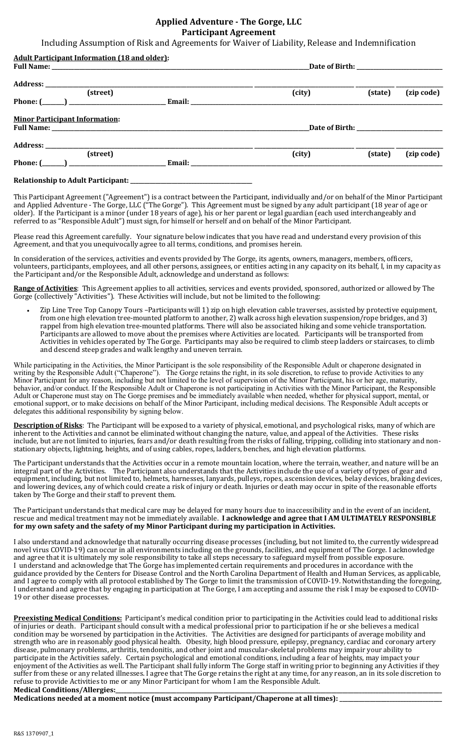# Applied Adventure - The Gorge, LLC

## Participant Agreement

Including Assumption of Risk and Agreements for Waiver of Liability, Release and Indemnification

**Adult Participant Information (18 and older):**

**Full Name:** ______________________________ **Date of Birth:** ______________

**Address:** ______________________________ ______________ ________ __________
(street) (city) (state) (zip code)

**Phone:** (______) ______________ **Email:** ______________________________

**Minor Participant Information:**

**Full Name:** ______________________________ **Date of Birth:** ______________

**Address:** ______________________________ ______________ ________ __________
(street) (city) (state) (zip code)

**Phone:** (______) ______________ **Email:** ______________________________

**Relationship to Adult Participant:** ______________________

This Participant Agreement ("Agreement") is a contract between the Participant, individually and/or on behalf of the Minor Participant and Applied Adventure - The Gorge, LLC ("The Gorge"). This Agreement must be signed by any adult participant (18 year of age or older). If the Participant is a minor (under 18 years of age), his or her parent or legal guardian (each used interchangeably and referred to as "Responsible Adult") must sign, for himself or herself and on behalf of the Minor Participant.

Please read this Agreement carefully. Your signature below indicates that you have read and understand every provision of this Agreement, and that you unequivocally agree to all terms, conditions, and promises herein.

In consideration of the services, activities and events provided by The Gorge, its agents, owners, managers, members, officers, volunteers, participants, employees, and all other persons, assignees, or entities acting in any capacity on its behalf, I, in my capacity as the Participant and/or the Responsible Adult, acknowledge and understand as follows:

**Range of Activities**: This Agreement applies to all activities, services and events provided, sponsored, authorized or allowed by The Gorge (collectively "Activities"). These Activities will include, but not be limited to the following:

- Zip Line Tree Top Canopy Tours –Participants will 1) zip on high elevation cable traverses, assisted by protective equipment, from one high elevation tree-mounted platform to another, 2) walk across high elevation suspension/rope bridges, and 3) rappel from high elevation tree-mounted platforms. There will also be associated hiking and some vehicle transportation. Participants are allowed to move about the premises where Activities are located. Participants will be transported from Activities in vehicles operated by The Gorge. Participants may also be required to climb steep ladders or staircases, to climb and descend steep grades and walk lengthy and uneven terrain.

While participating in the Activities, the Minor Participant is the sole responsibility of the Responsible Adult or chaperone designated in writing by the Responsible Adult ("Chaperone"). The Gorge retains the right, in its sole discretion, to refuse to provide Activities to any Minor Participant for any reason, including but not limited to the level of supervision of the Minor Participant, his or her age, maturity, behavior, and/or conduct. If the Responsible Adult or Chaperone is not participating in Activities with the Minor Participant, the Responsible Adult or Chaperone must stay on The Gorge premises and be immediately available when needed, whether for physical support, mental, or emotional support, or to make decisions on behalf of the Minor Participant, including medical decisions. The Responsible Adult accepts or delegates this additional responsibility by signing below.

**Description of Risks**: The Participant will be exposed to a variety of physical, emotional, and psychological risks, many of which are inherent to the Activities and cannot be eliminated without changing the nature, value, and appeal of the Activities. These risks include, but are not limited to injuries, fears and/or death resulting from the risks of falling, tripping, colliding into stationary and non-stationary objects, lightning, heights, and of using cables, ropes, ladders, benches, and high elevation platforms.

The Participant understands that the Activities occur in a remote mountain location, where the terrain, weather, and nature will be an integral part of the Activities. The Participant also understands that the Activities include the use of a variety of types of gear and equipment, including, but not limited to, helmets, harnesses, lanyards, pulleys, ropes, ascension devices, belay devices, braking devices, and lowering devices, any of which could create a risk of injury or death. Injuries or death may occur in spite of the reasonable efforts taken by The Gorge and their staff to prevent them.

The Participant understands that medical care may be delayed for many hours due to inaccessibility and in the event of an incident, rescue and medical treatment may not be immediately available. **I acknowledge and agree that I AM ULTIMATELY RESPONSIBLE for my own safety and the safety of my Minor Participant during my participation in Activities.**

I also understand and acknowledge that naturally occurring disease processes (including, but not limited to, the currently widespread novel virus COVID-19) can occur in all environments including on the grounds, facilities, and equipment of The Gorge. I acknowledge and agree that it is ultimately my sole responsibility to take all steps necessary to safeguard myself from possible exposure. I understand and acknowledge that The Gorge has implemented certain requirements and procedures in accordance with the guidance provided by the Centers for Disease Control and the North Carolina Department of Health and Human Services, as applicable, and I agree to comply with all protocol established by The Gorge to limit the transmission of COVID-19. Notwithstanding the foregoing, I understand and agree that by engaging in participation at The Gorge, I am accepting and assume the risk I may be exposed to COVID-19 or other disease processes.

**Preexisting Medical Conditions:** Participant's medical condition prior to participating in the Activities could lead to additional risks of injuries or death. Participant should consult with a medical professional prior to participation if he or she believes a medical condition may be worsened by participation in the Activities. The Activities are designed for participants of average mobility and strength who are in reasonably good physical health. Obesity, high blood pressure, epilepsy, pregnancy, cardiac and coronary artery disease, pulmonary problems, arthritis, tendonitis, and other joint and muscular-skeletal problems may impair your ability to participate in the Activities safely. Certain psychological and emotional conditions, including a fear of heights, may impact your enjoyment of the Activities as well. The Participant shall fully inform The Gorge staff in writing prior to beginning any Activities if they suffer from these or any related illnesses. I agree that The Gorge retains the right at any time, for any reason, an in its sole discretion to refuse to provide Activities to me or any Minor Participant for whom I am the Responsible Adult.

**Medical Conditions/Allergies:** ______________________________

**Medications needed at a moment notice (must accompany Participant/Chaperone at all times):** ______________________

R&S 1370907_1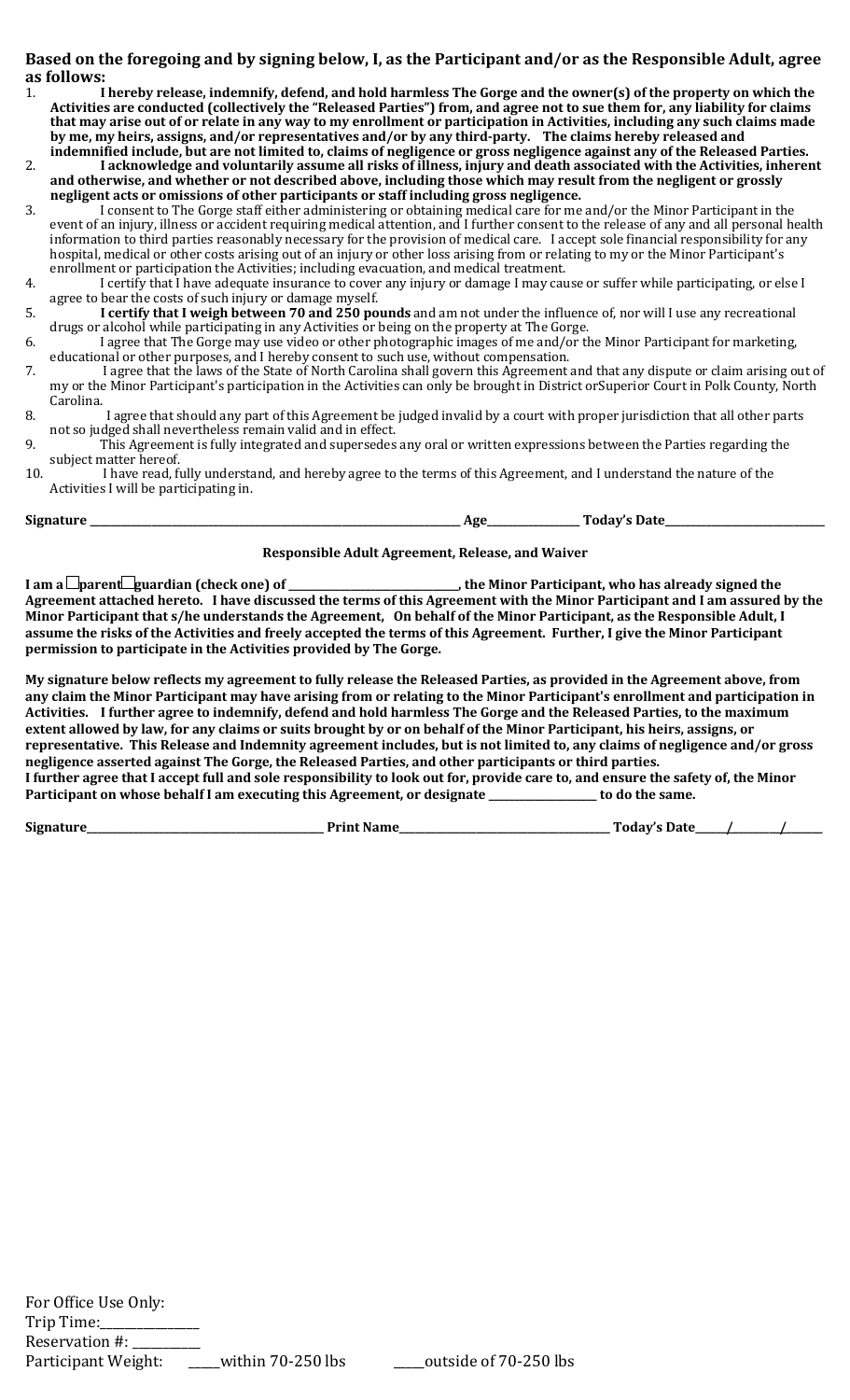**Based on the foregoing and by signing below, I, as the Participant and/or as the Responsible Adult, agree as follows:**

1. **I hereby release, indemnify, defend, and hold harmless The Gorge and the owner(s) of the property on which the Activities are conducted (collectively the "Released Parties") from, and agree not to sue them for, any liability for claims that may arise out of or relate in any way to my enrollment or participation in Activities, including any such claims made by me, my heirs, assigns, and/or representatives and/or by any third-party. The claims hereby released and indemnified include, but are not limited to, claims of negligence or gross negligence against any of the Released Parties.**
2. **I acknowledge and voluntarily assume all risks of illness, injury and death associated with the Activities, inherent and otherwise, and whether or not described above, including those which may result from the negligent or grossly negligent acts or omissions of other participants or staff including gross negligence.**
3. I consent to The Gorge staff either administering or obtaining medical care for me and/or the Minor Participant in the event of an injury, illness or accident requiring medical attention, and I further consent to the release of any and all personal health information to third parties reasonably necessary for the provision of medical care. I accept sole financial responsibility for any hospital, medical or other costs arising out of an injury or other loss arising from or relating to my or the Minor Participant's enrollment or participation the Activities; including evacuation, and medical treatment.
4. I certify that I have adequate insurance to cover any injury or damage I may cause or suffer while participating, or else I agree to bear the costs of such injury or damage myself.
5. **I certify that I weigh between 70 and 250 pounds** and am not under the influence of, nor will I use any recreational drugs or alcohol while participating in any Activities or being on the property at The Gorge.
6. I agree that The Gorge may use video or other photographic images of me and/or the Minor Participant for marketing, educational or other purposes, and I hereby consent to such use, without compensation.
7. I agree that the laws of the State of North Carolina shall govern this Agreement and that any dispute or claim arising out of my or the Minor Participant's participation in the Activities can only be brought in District orSuperior Court in Polk County, North Carolina.
8. I agree that should any part of this Agreement be judged invalid by a court with proper jurisdiction that all other parts not so judged shall nevertheless remain valid and in effect.
9. This Agreement is fully integrated and supersedes any oral or written expressions between the Parties regarding the subject matter hereof.
10. I have read, fully understand, and hereby agree to the terms of this Agreement, and I understand the nature of the Activities I will be participating in.

**Signature \_\_\_\_\_\_\_\_\_\_\_\_\_\_\_\_\_\_\_\_\_\_\_\_\_\_\_\_\_\_\_\_\_\_\_\_\_\_\_\_ Age\_\_\_\_\_\_\_\_\_\_ Today's Date\_\_\_\_\_\_\_\_\_\_\_\_\_\_\_\_\_**

**Responsible Adult Agreement, Release, and Waiver**

**I am a ☐ parent ☐ guardian (check one) of \_\_\_\_\_\_\_\_\_\_\_\_\_\_\_\_\_\_\_\_, the Minor Participant, who has already signed the Agreement attached hereto. I have discussed the terms of this Agreement with the Minor Participant and I am assured by the Minor Participant that s/he understands the Agreement, On behalf of the Minor Participant, as the Responsible Adult, I assume the risks of the Activities and freely accepted the terms of this Agreement. Further, I give the Minor Participant permission to participate in the Activities provided by The Gorge.**

**My signature below reflects my agreement to fully release the Released Parties, as provided in the Agreement above, from any claim the Minor Participant may have arising from or relating to the Minor Participant's enrollment and participation in Activities. I further agree to indemnify, defend and hold harmless The Gorge and the Released Parties, to the maximum extent allowed by law, for any claims or suits brought by or on behalf of the Minor Participant, his heirs, assigns, or representative. This Release and Indemnity agreement includes, but is not limited to, any claims of negligence and/or gross negligence asserted against The Gorge, the Released Parties, and other participants or third parties.**
**I further agree that I accept full and sole responsibility to look out for, provide care to, and ensure the safety of, the Minor Participant on whose behalf I am executing this Agreement, or designate \_\_\_\_\_\_\_\_\_\_\_\_ to do the same.**

**Signature\_\_\_\_\_\_\_\_\_\_\_\_\_\_\_\_\_\_\_\_\_\_\_\_\_\_\_\_ Print Name\_\_\_\_\_\_\_\_\_\_\_\_\_\_\_\_\_\_\_\_\_\_\_\_\_ Today's Date\_\_\_\_/\_\_\_\_\_/\_\_\_\_**

For Office Use Only:
Trip Time:\_\_\_\_\_\_\_\_\_\_
Reservation #: \_\_\_\_\_\_\_\_
Participant Weight: \_\_\_\_within 70-250 lbs \_\_\_\_outside of 70-250 lbs